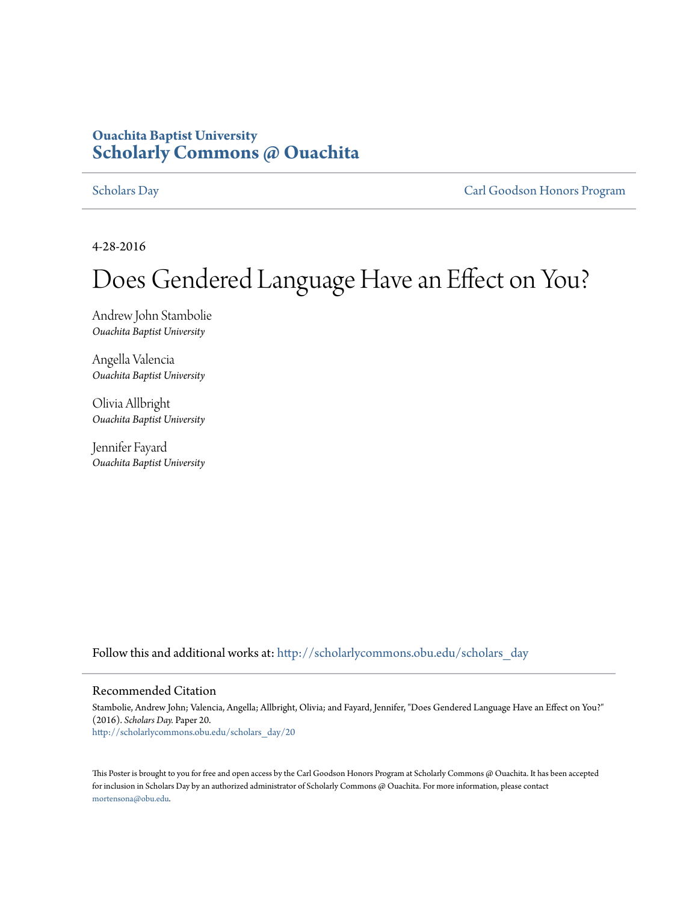# Ouachita Baptist University
# Scholarly Commons @ Ouachita

Scholars Day | Carl Goodson Honors Program

4-28-2016

# Does Gendered Language Have an Effect on You?

Andrew John Stambolie
*Ouachita Baptist University*

Angella Valencia
*Ouachita Baptist University*

Olivia Allbright
*Ouachita Baptist University*

Jennifer Fayard
*Ouachita Baptist University*

Follow this and additional works at: http://scholarlycommons.obu.edu/scholars_day

## Recommended Citation

Stambolie, Andrew John; Valencia, Angella; Allbright, Olivia; and Fayard, Jennifer, "Does Gendered Language Have an Effect on You?" (2016). *Scholars Day.* Paper 20.
http://scholarlycommons.obu.edu/scholars_day/20

This Poster is brought to you for free and open access by the Carl Goodson Honors Program at Scholarly Commons @ Ouachita. It has been accepted for inclusion in Scholars Day by an authorized administrator of Scholarly Commons @ Ouachita. For more information, please contact mortensona@obu.edu.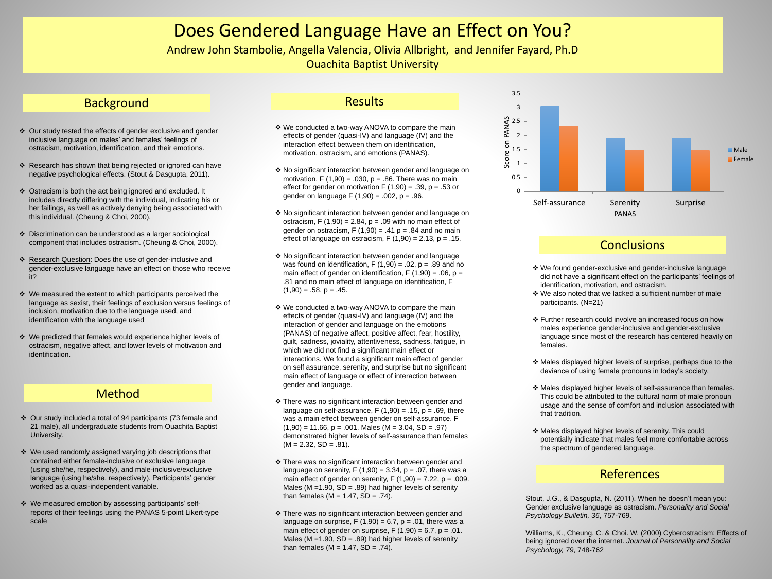# Does Gendered Language Have an Effect on You?

Andrew John Stambolie, Angella Valencia, Olivia Allbright, and Jennifer Fayard, Ph.D

Ouachita Baptist University

## Background

- Our study tested the effects of gender exclusive and gender inclusive language on males' and females' feelings of ostracism, motivation, identification, and their emotions.
- Research has shown that being rejected or ignored can have negative psychological effects. (Stout & Dasgupta, 2011).
- Ostracism is both the act being ignored and excluded. It includes directly differing with the individual, indicating his or her failings, as well as actively denying being associated with this individual. (Cheung & Choi, 2000).
- Discrimination can be understood as a larger sociological component that includes ostracism. (Cheung & Choi, 2000).
- Research Question: Does the use of gender-inclusive and gender-exclusive language have an effect on those who receive it?
- We measured the extent to which participants perceived the language as sexist, their feelings of exclusion versus feelings of inclusion, motivation due to the language used, and identification with the language used
- We predicted that females would experience higher levels of ostracism, negative affect, and lower levels of motivation and identification.

## Method

- Our study included a total of 94 participants (73 female and 21 male), all undergraduate students from Ouachita Baptist University.
- We used randomly assigned varying job descriptions that contained either female-inclusive or exclusive language (using she/he, respectively), and male-inclusive/exclusive language (using he/she, respectively). Participants' gender worked as a quasi-independent variable.
- We measured emotion by assessing participants' self-reports of their feelings using the PANAS 5-point Likert-type scale.

## Results

- We conducted a two-way ANOVA to compare the main effects of gender (quasi-IV) and language (IV) and the interaction effect between them on identification, motivation, ostracism, and emotions (PANAS).
- No significant interaction between gender and language on motivation, $F(1,90) = .030$, $p = .86$. There was no main effect for gender on motivation $F(1,90) = .39$, $p = .53$ or gender on language $F(1,90) = .002$, $p = .96$.
- No significant interaction between gender and language on ostracism, $F(1,90) = 2.84$, $p = .09$ with no main effect of gender on ostracism, $F(1,90) = .41$ $p = .84$ and no main effect of language on ostracism, $F(1,90) = 2.13$, $p = .15$.
- No significant interaction between gender and language was found on identification, $F(1,90) = .02$, $p = .89$ and no main effect of gender on identification, $F(1,90) = .06$, $p = .81$ and no main effect of language on identification, $F(1,90) = .58$, $p = .45$.
- We conducted a two-way ANOVA to compare the main effects of gender (quasi-IV) and language (IV) and the interaction of gender and language on the emotions (PANAS) of negative affect, positive affect, fear, hostility, guilt, sadness, joviality, attentiveness, sadness, fatigue, in which we did not find a significant main effect or interactions. We found a significant main effect of gender on self assurance, serenity, and surprise but no significant main effect of language or effect of interaction between gender and language.
- There was no significant interaction between gender and language on self-assurance, $F(1,90) = .15$, $p = .69$, there was a main effect between gender on self-assurance, $F(1,90) = 11.66$, $p = .001$. Males ($M = 3.04$, $SD = .97$) demonstrated higher levels of self-assurance than females ($M = 2.32$, $SD = .81$).
- There was no significant interaction between gender and language on serenity, $F(1,90) = 3.34$, $p = .07$, there was a main effect of gender on serenity, $F(1,90) = 7.22$, $p = .009$. Males ($M = 1.90$, $SD = .89$) had higher levels of serenity than females ($M = 1.47$, $SD = .74$).
- There was no significant interaction between gender and language on surprise, $F(1,90) = 6.7$, $p = .01$, there was a main effect of gender on surprise, $F(1,90) = 6.7$, $p = .01$. Males ($M = 1.90$, $SD = .89$) had higher levels of serenity than females ($M = 1.47$, $SD = .74$).

Score on PANAS

3.5
3
2.5
2
1.5
1
0.5
0

Self-assurance
Serenity
Surprise

PANAS

Male
Female

## Conclusions

- We found gender-exclusive and gender-inclusive language did not have a significant effect on the participants' feelings of identification, motivation, and ostracism.
- We also noted that we lacked a sufficient number of male participants. (N=21)
- Further research could involve an increased focus on how males experience gender-inclusive and gender-exclusive language since most of the research has centered heavily on females.
- Males displayed higher levels of surprise, perhaps due to the deviance of using female pronouns in today's society.
- Males displayed higher levels of self-assurance than females. This could be attributed to the cultural norm of male pronoun usage and the sense of comfort and inclusion associated with that tradition.
- Males displayed higher levels of serenity. This could potentially indicate that males feel more comfortable across the spectrum of gendered language.

## References

Stout, J.G., & Dasgupta, N. (2011). When he doesn't mean you: Gender exclusive language as ostracism. *Personality and Social Psychology Bulletin, 36*, 757-769.

Williams, K., Cheung. C. & Choi. W. (2000) Cyberostracism: Effects of being ignored over the internet. *Journal of Personality and Social Psychology, 79*, 748-762